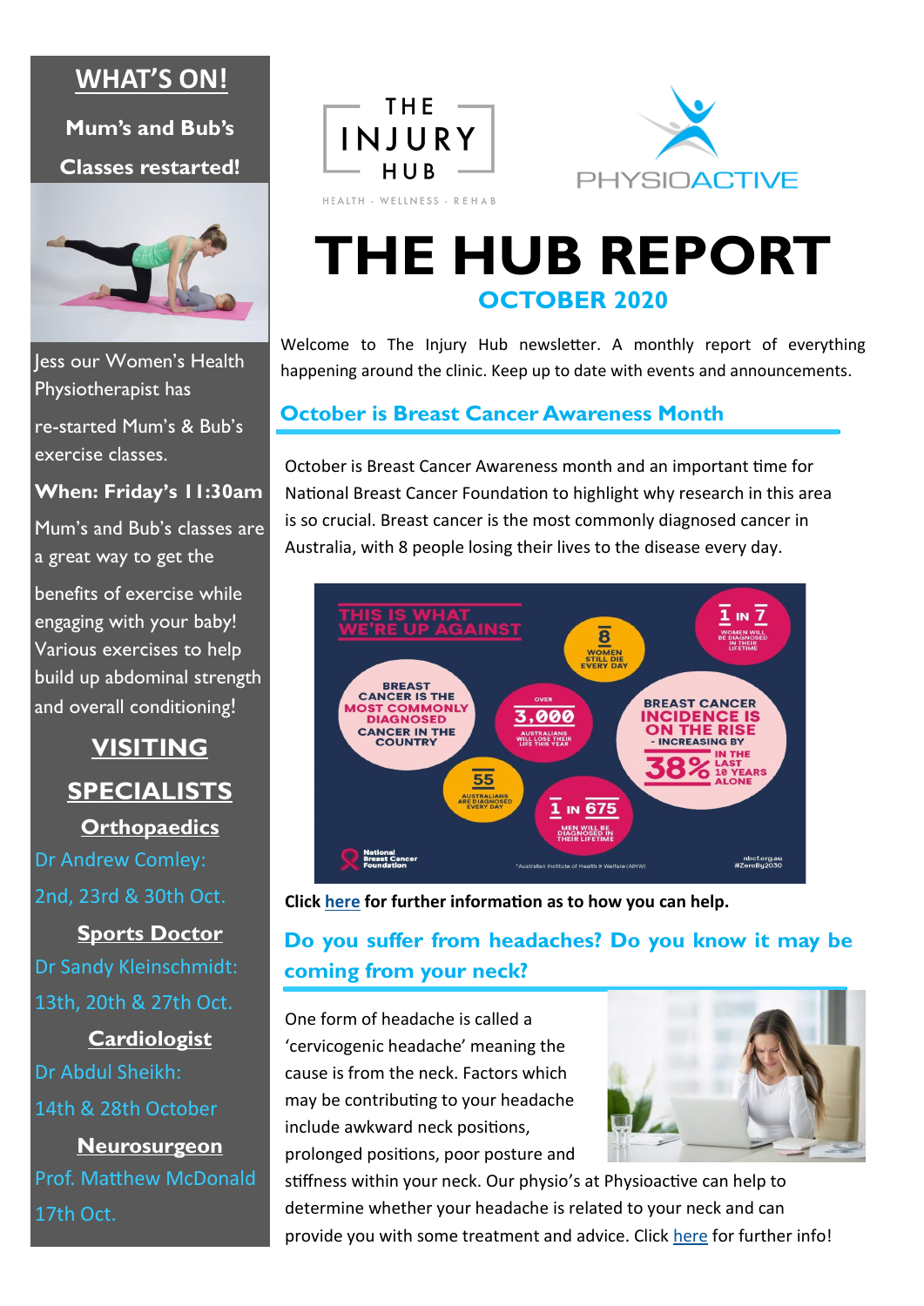# THE HUB REPORT

## OCTOBER 2020

Welcome to The Injury Hub newsletter. A monthly report of everything happening around the clinic. Keep up to date with events and announcements.

## October is Breast Cancer Awareness Month

October is Breast Cancer Awareness month and an important time for National Breast Cancer Foundation to highlight why research in this area is so crucial. Breast cancer is the most commonly diagnosed cancer in Australia, with 8 people losing their lives to the disease every day.

**Click here for further information as to how you can help.**

## Do you suffer from headaches? Do you know it may be coming from your neck?

One form of headache is called a 'cervicogenic headache' meaning the cause is from the neck. Factors which may be contributing to your headache include awkward neck positions, prolonged positions, poor posture and stiffness within your neck. Our physio's at Physioactive can help to determine whether your headache is related to your neck and can provide you with some treatment and advice. Click here for further info!

## WHAT'S ON!

**Mum's and Bub's Classes restarted!**

Jess our Women's Health Physiotherapist has re-started Mum's & Bub's exercise classes.

**When: Friday's 11:30am**

Mum's and Bub's classes are a great way to get the benefits of exercise while engaging with your baby! Various exercises to help build up abdominal strength and overall conditioning!

## VISITING SPECIALISTS

**Orthopaedics**

Dr Andrew Comley: 2nd, 23rd & 30th Oct.

**Sports Doctor**

Dr Sandy Kleinschmidt: 13th, 20th & 27th Oct.

**Cardiologist**

Dr Abdul Sheikh: 14th & 28th October

**Neurosurgeon**

Prof. Matthew McDonald 17th Oct.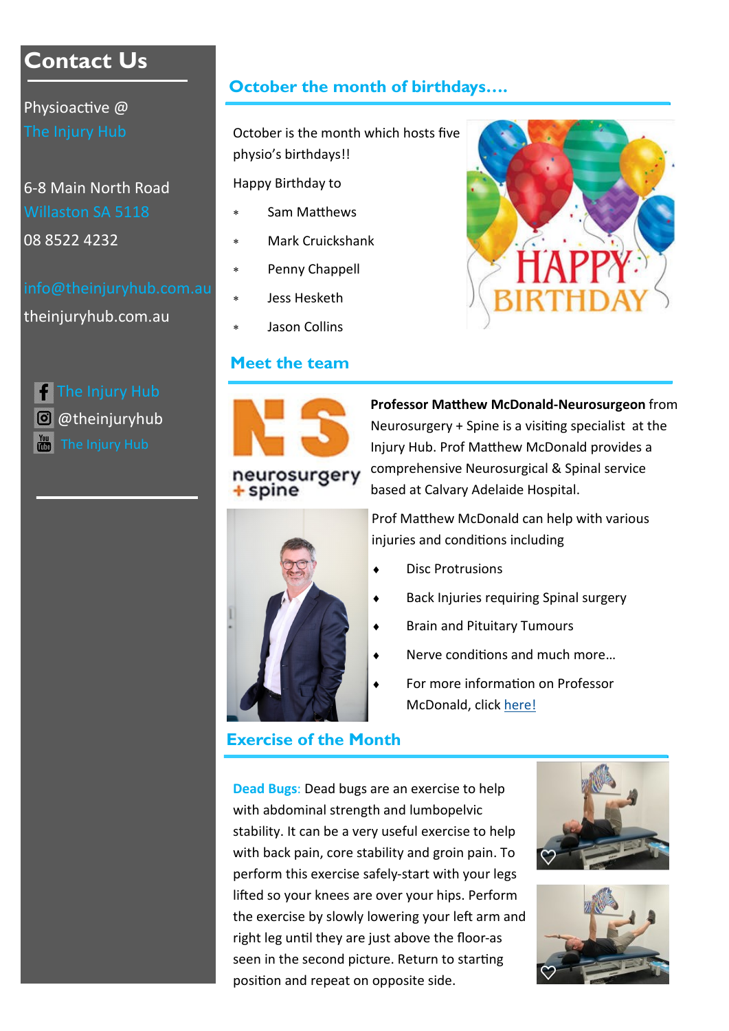## Contact Us

Physioactive @
The Injury Hub

6-8 Main North Road
Willaston SA 5118
08 8522 4232

info@theinjuryhub.com.au
theinjuryhub.com.au

The Injury Hub
@theinjuryhub
The Injury Hub

## October the month of birthdays….

October is the month which hosts five physio's birthdays!!

Happy Birthday to

- Sam Matthews
- Mark Cruickshank
- Penny Chappell
- Jess Hesketh
- Jason Collins

## Meet the team

**Professor Matthew McDonald-Neurosurgeon** from Neurosurgery + Spine is a visiting specialist at the Injury Hub. Prof Matthew McDonald provides a comprehensive Neurosurgical & Spinal service based at Calvary Adelaide Hospital.

Prof Matthew McDonald can help with various injuries and conditions including

- Disc Protrusions
- Back Injuries requiring Spinal surgery
- Brain and Pituitary Tumours
- Nerve conditions and much more…
- For more information on Professor McDonald, click here!

## Exercise of the Month

Dead Bugs: Dead bugs are an exercise to help with abdominal strength and lumbopelvic stability. It can be a very useful exercise to help with back pain, core stability and groin pain. To perform this exercise safely-start with your legs lifted so your knees are over your hips. Perform the exercise by slowly lowering your left arm and right leg until they are just above the floor-as seen in the second picture. Return to starting position and repeat on opposite side.